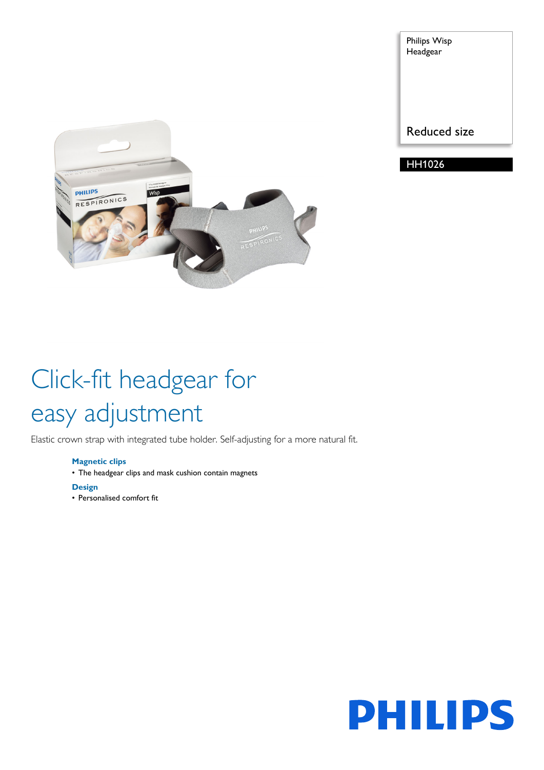Philips Wisp Headgear

Reduced size

HH1026

# Click-fit headgear for easy adjustment

Elastic crown strap with integrated tube holder. Self-adjusting for a more natural fit.

**Magnetic clips**

- The headgear clips and mask cushion contain magnets

**Design**

- Personalised comfort fit

PHILIPS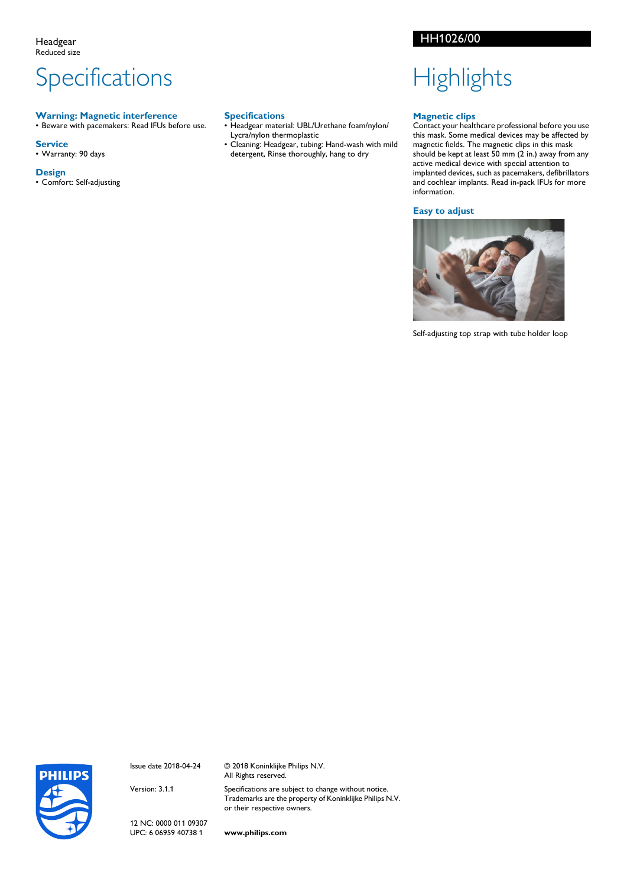Headgear
Reduced size

HH1026/00

# Specifications

### Warning: Magnetic interference
- Beware with pacemakers: Read IFUs before use.

### Service
- Warranty: 90 days

### Design
- Comfort: Self-adjusting

### Specifications
- Headgear material: UBL/Urethane foam/nylon/ Lycra/nylon thermoplastic
- Cleaning: Headgear, tubing: Hand-wash with mild detergent, Rinse thoroughly, hang to dry

# Highlights

### Magnetic clips
Contact your healthcare professional before you use this mask. Some medical devices may be affected by magnetic fields. The magnetic clips in this mask should be kept at least 50 mm (2 in.) away from any active medical device with special attention to implanted devices, such as pacemakers, defibrillators and cochlear implants. Read in-pack IFUs for more information.

### Easy to adjust

Self-adjusting top strap with tube holder loop

Issue date 2018-04-24

Version: 3.1.1

12 NC: 0000 011 09307
UPC: 6 06959 40738 1

© 2018 Koninklijke Philips N.V.
All Rights reserved.

Specifications are subject to change without notice. Trademarks are the property of Koninklijke Philips N.V. or their respective owners.

**www.philips.com**